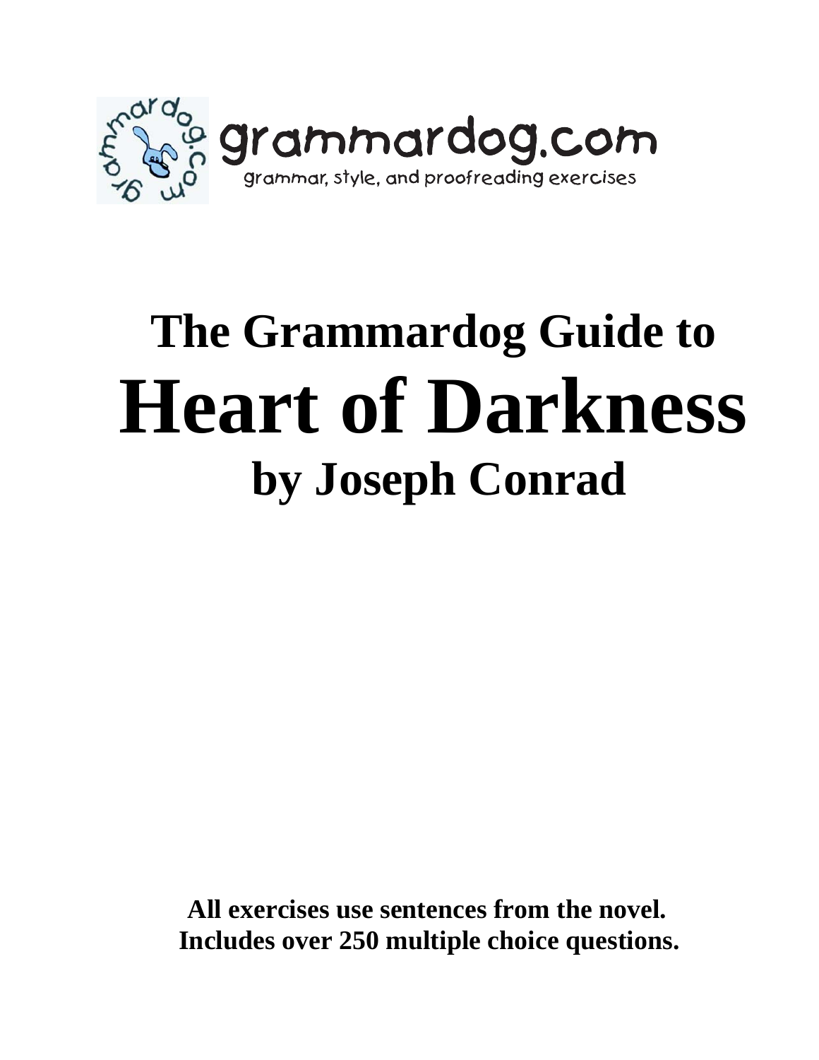grammardog.com

grammar, style, and proofreading exercises

# The Grammardog Guide to

# Heart of Darkness

## by Joseph Conrad

**All exercises use sentences from the novel.**
**Includes over 250 multiple choice questions.**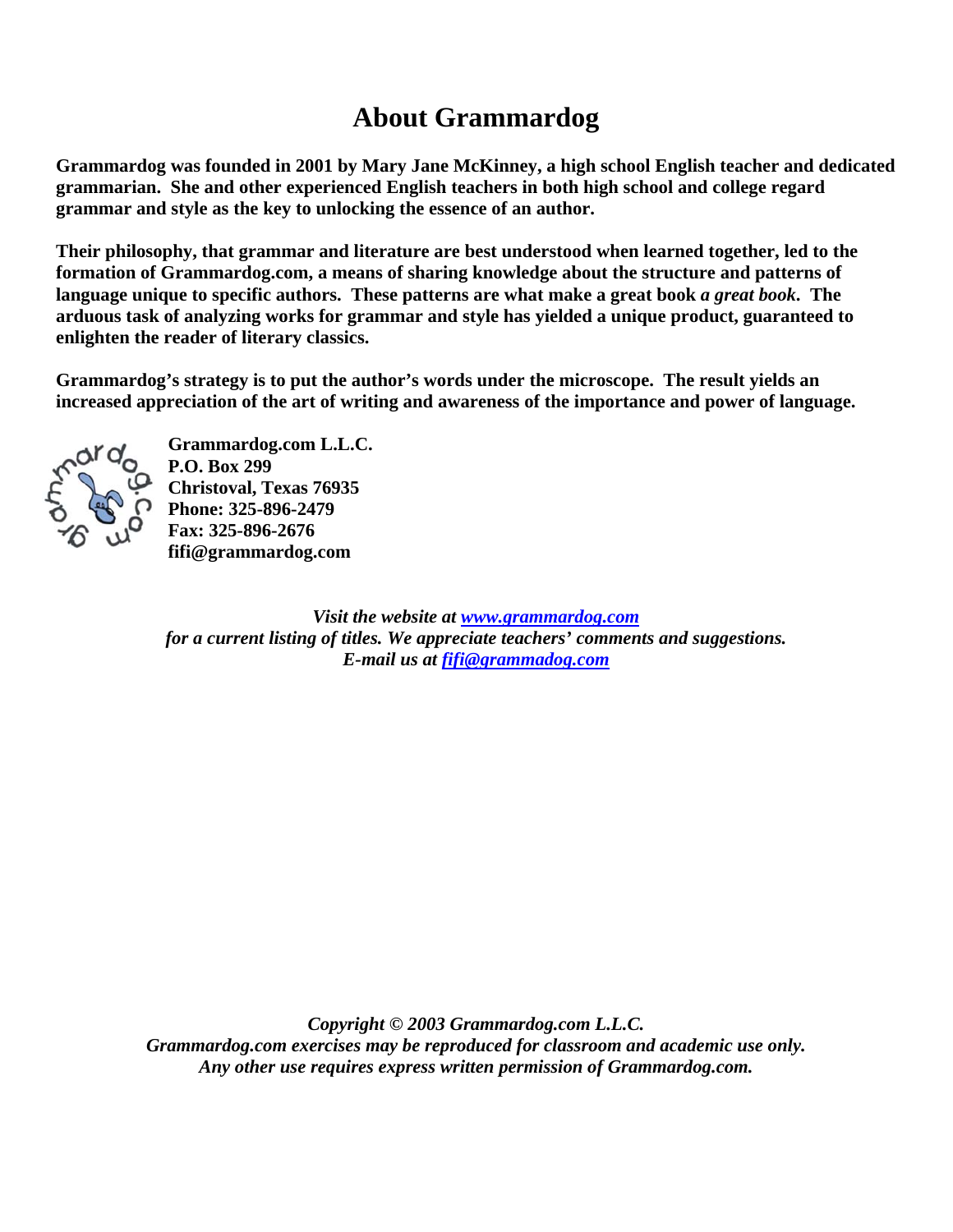# About Grammardog

**Grammardog was founded in 2001 by Mary Jane McKinney, a high school English teacher and dedicated grammarian. She and other experienced English teachers in both high school and college regard grammar and style as the key to unlocking the essence of an author.**

**Their philosophy, that grammar and literature are best understood when learned together, led to the formation of Grammardog.com, a means of sharing knowledge about the structure and patterns of language unique to specific authors. These patterns are what make a great book *a great book*. The arduous task of analyzing works for grammar and style has yielded a unique product, guaranteed to enlighten the reader of literary classics.**

**Grammardog's strategy is to put the author's words under the microscope. The result yields an increased appreciation of the art of writing and awareness of the importance and power of language.**

**Grammardog.com L.L.C.**
**P.O. Box 299**
**Christoval, Texas 76935**
**Phone: 325-896-2479**
**Fax: 325-896-2676**
**fifi@grammardog.com**

***Visit the website at www.grammardog.com***
***for a current listing of titles. We appreciate teachers' comments and suggestions.***
***E-mail us at fifi@grammadog.com***

*Copyright © 2003 Grammardog.com L.L.C.*
*Grammardog.com exercises may be reproduced for classroom and academic use only.*
*Any other use requires express written permission of Grammardog.com.*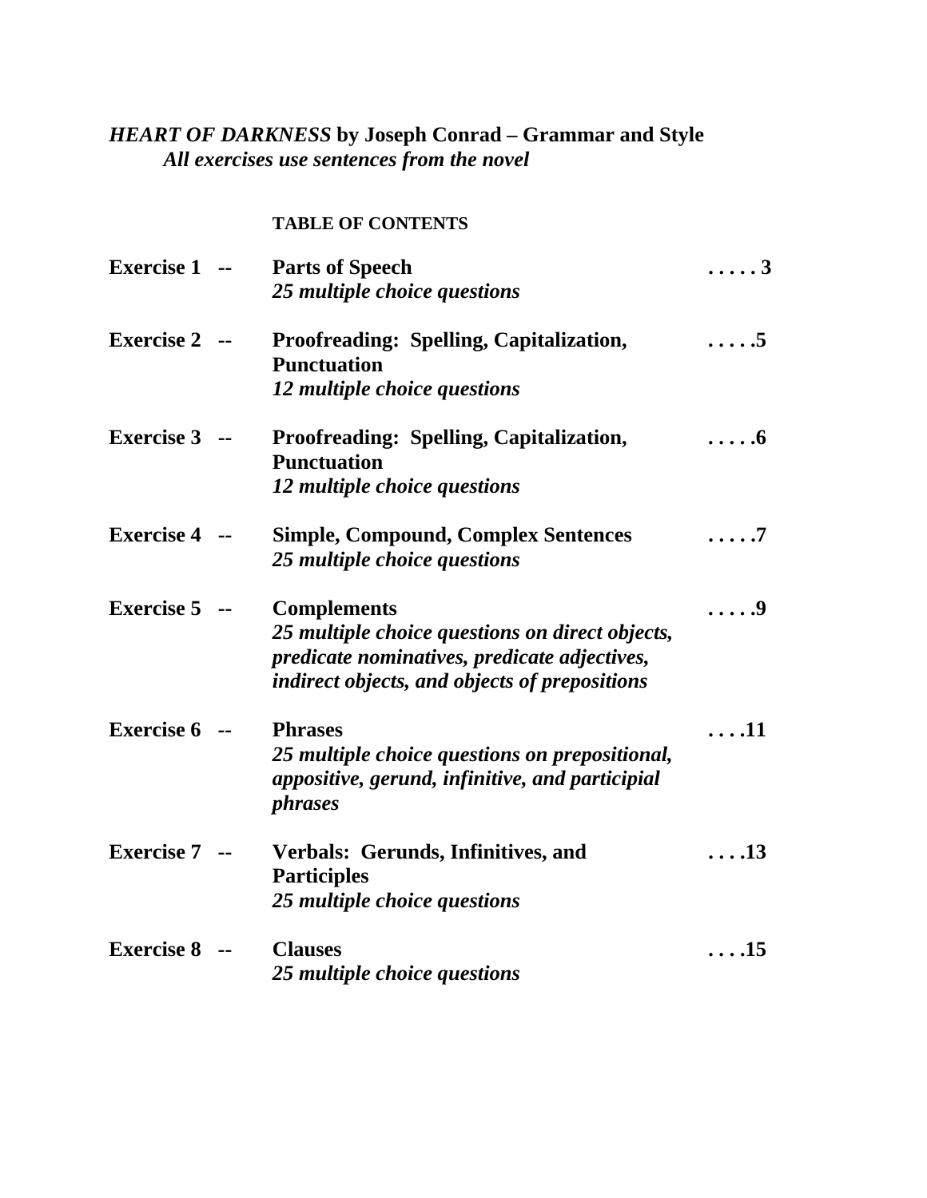***HEART OF DARKNESS*** **by Joseph Conrad – Grammar and Style**
***All exercises use sentences from the novel***

**TABLE OF CONTENTS**

| | | |
|---|---|---|
| **Exercise 1 --** | **Parts of Speech**<br>***25 multiple choice questions*** | **. . . . . 3** |
| **Exercise 2 --** | **Proofreading: Spelling, Capitalization, Punctuation**<br>***12 multiple choice questions*** | **. . . . .5** |
| **Exercise 3 --** | **Proofreading: Spelling, Capitalization, Punctuation**<br>***12 multiple choice questions*** | **. . . . .6** |
| **Exercise 4 --** | **Simple, Compound, Complex Sentences**<br>***25 multiple choice questions*** | **. . . . .7** |
| **Exercise 5 --** | **Complements**<br>***25 multiple choice questions on direct objects, predicate nominatives, predicate adjectives, indirect objects, and objects of prepositions*** | **. . . . .9** |
| **Exercise 6 --** | **Phrases**<br>***25 multiple choice questions on prepositional, appositive, gerund, infinitive, and participial phrases*** | **. . . .11** |
| **Exercise 7 --** | **Verbals: Gerunds, Infinitives, and Participles**<br>***25 multiple choice questions*** | **. . . .13** |
| **Exercise 8 --** | **Clauses**<br>***25 multiple choice questions*** | **. . . .15** |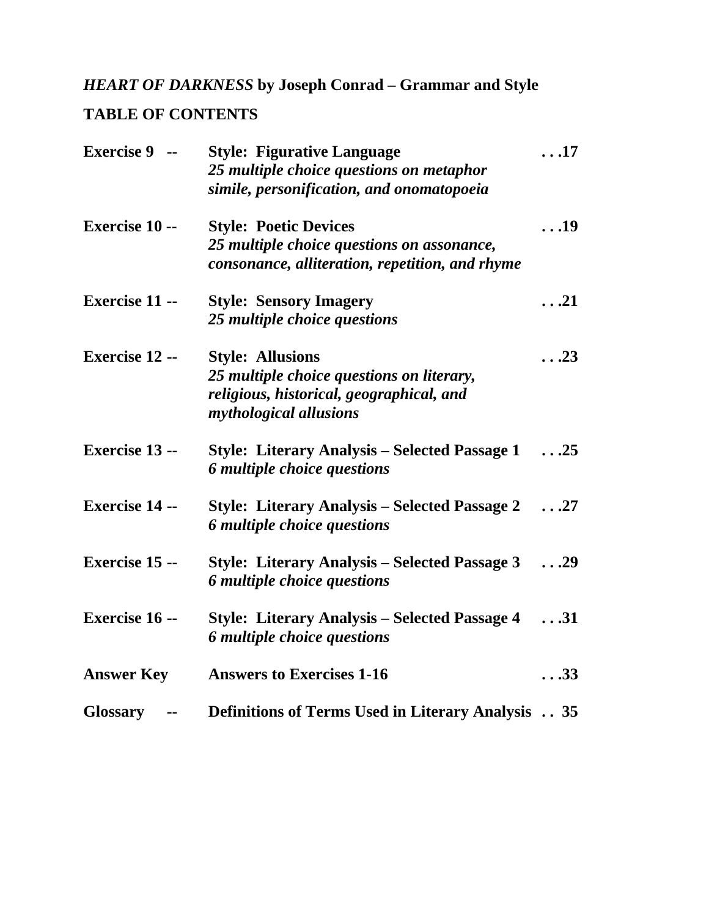***HEART OF DARKNESS* by Joseph Conrad – Grammar and Style**

**TABLE OF CONTENTS**

| | | |
|---|---|---|
| **Exercise 9 --** | **Style: Figurative Language**<br>***25 multiple choice questions on metaphor simile, personification, and onomatopoeia*** | **. . .17** |
| **Exercise 10 --** | **Style: Poetic Devices**<br>***25 multiple choice questions on assonance, consonance, alliteration, repetition, and rhyme*** | **. . .19** |
| **Exercise 11 --** | **Style: Sensory Imagery**<br>***25 multiple choice questions*** | **. . .21** |
| **Exercise 12 --** | **Style: Allusions**<br>***25 multiple choice questions on literary, religious, historical, geographical, and mythological allusions*** | **. . .23** |
| **Exercise 13 --** | **Style: Literary Analysis – Selected Passage 1**<br>***6 multiple choice questions*** | **. . .25** |
| **Exercise 14 --** | **Style: Literary Analysis – Selected Passage 2**<br>***6 multiple choice questions*** | **. . .27** |
| **Exercise 15 --** | **Style: Literary Analysis – Selected Passage 3**<br>***6 multiple choice questions*** | **. . .29** |
| **Exercise 16 --** | **Style: Literary Analysis – Selected Passage 4**<br>***6 multiple choice questions*** | **. . .31** |
| **Answer Key** | **Answers to Exercises 1-16** | **. . .33** |
| **Glossary --** | **Definitions of Terms Used in Literary Analysis** | **. . 35** |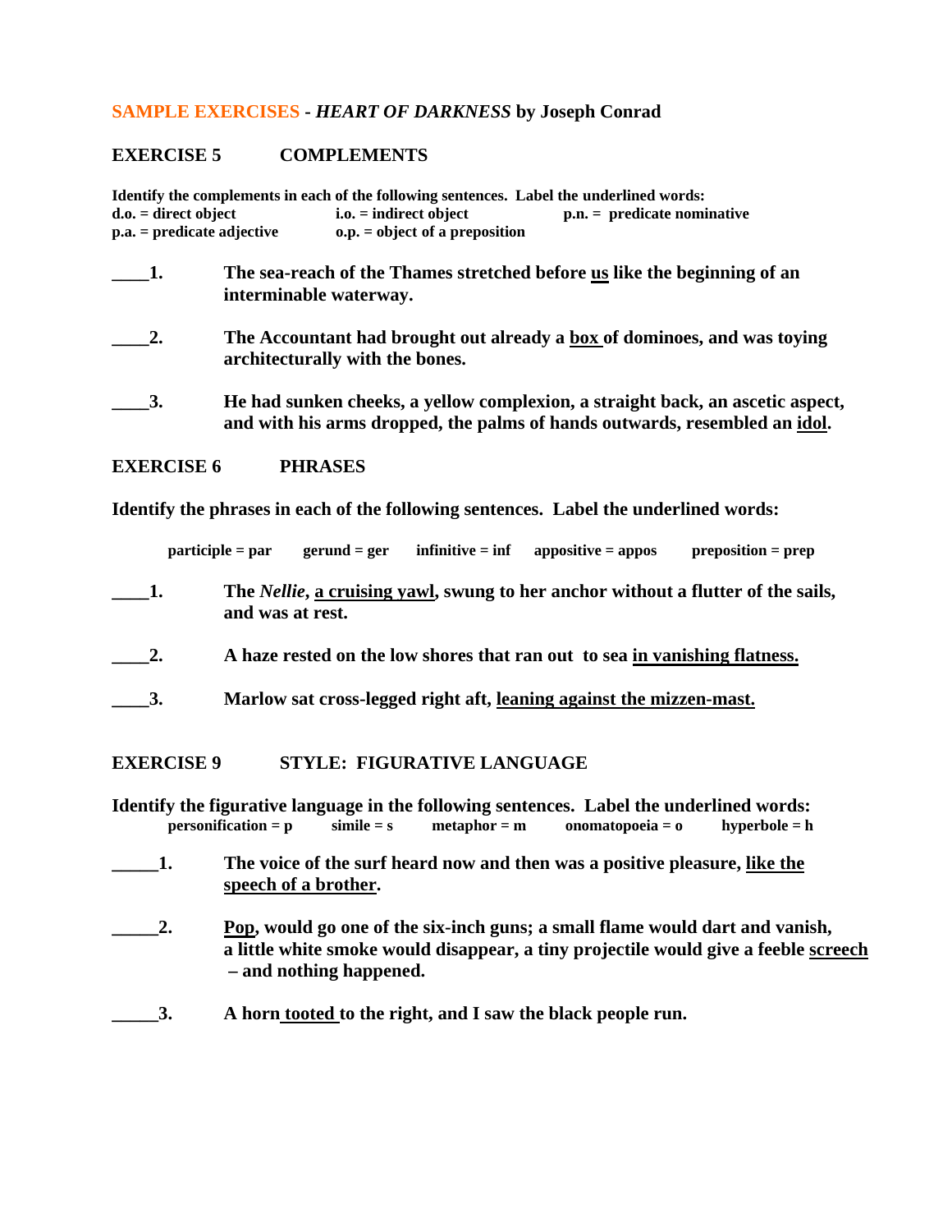**SAMPLE EXERCISES - *HEART OF DARKNESS* by Joseph Conrad**

## EXERCISE 5 COMPLEMENTS

**Identify the complements in each of the following sentences. Label the underlined words:**
**d.o. = direct object    i.o. = indirect object    p.n. = predicate nominative**
**p.a. = predicate adjective    o.p. = object of a preposition**

**____1.** **The sea-reach of the Thames stretched before <u>us</u> like the beginning of an interminable waterway.**

**____2.** **The Accountant had brought out already a <u>box</u> of dominoes, and was toying architecturally with the bones.**

**____3.** **He had sunken cheeks, a yellow complexion, a straight back, an ascetic aspect, and with his arms dropped, the palms of hands outwards, resembled an <u>idol</u>.**

## EXERCISE 6 PHRASES

**Identify the phrases in each of the following sentences. Label the underlined words:**

**participle = par    gerund = ger    infinitive = inf    appositive = appos    preposition = prep**

**____1.** **The *Nellie*, <u>a cruising yawl</u>, swung to her anchor without a flutter of the sails, and was at rest.**

**____2.** **A haze rested on the low shores that ran out to sea <u>in vanishing flatness.</u>**

**____3.** **Marlow sat cross-legged right aft, <u>leaning against the mizzen-mast.</u>**

## EXERCISE 9 STYLE: FIGURATIVE LANGUAGE

**Identify the figurative language in the following sentences. Label the underlined words:**
**personification = p    simile = s    metaphor = m    onomatopoeia = o    hyperbole = h**

**_____1.** **The voice of the surf heard now and then was a positive pleasure, <u>like the speech of a brother</u>.**

**_____2.** **<u>Pop</u>, would go one of the six-inch guns; a small flame would dart and vanish, a little white smoke would disappear, a tiny projectile would give a feeble <u>screech</u> – and nothing happened.**

**_____3.** **A horn <u>tooted</u> to the right, and I saw the black people run.**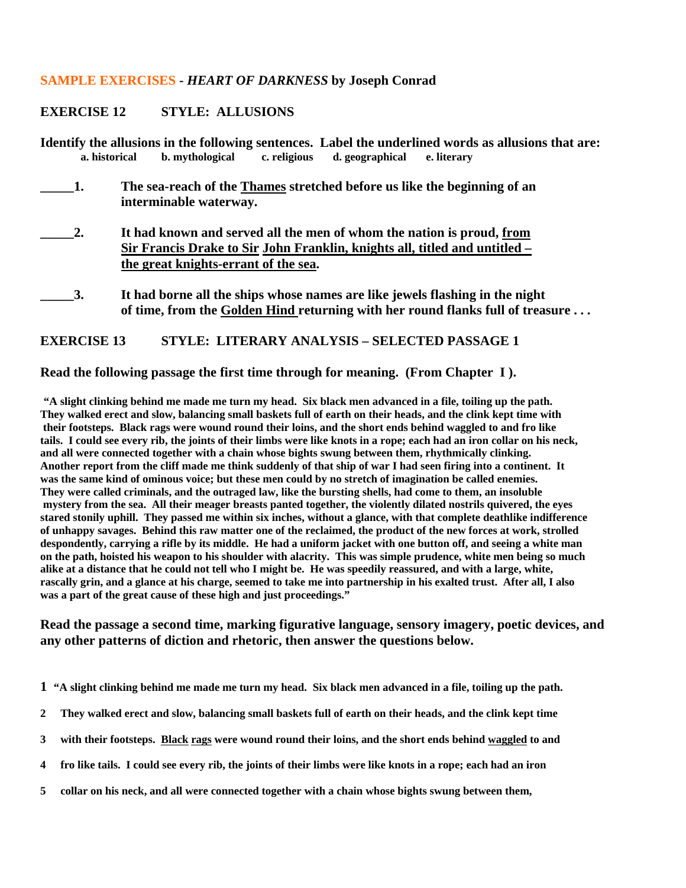**SAMPLE EXERCISES - *HEART OF DARKNESS* by Joseph Conrad**

## EXERCISE 12 STYLE: ALLUSIONS

**Identify the allusions in the following sentences. Label the underlined words as allusions that are:**
**a. historical b. mythological c. religious d. geographical e. literary**

**_____1.** **The sea-reach of the <u>Thames</u> stretched before us like the beginning of an interminable waterway.**

**_____2.** **It had known and served all the men of whom the nation is proud, <u>from Sir Francis Drake to Sir John Franklin, knights all, titled and untitled – the great knights-errant of the sea</u>.**

**_____3.** **It had borne all the ships whose names are like jewels flashing in the night of time, from the <u>Golden Hind</u> returning with her round flanks full of treasure . . .**

## EXERCISE 13 STYLE: LITERARY ANALYSIS – SELECTED PASSAGE 1

**Read the following passage the first time through for meaning. (From Chapter I ).**

**"A slight clinking behind me made me turn my head. Six black men advanced in a file, toiling up the path. They walked erect and slow, balancing small baskets full of earth on their heads, and the clink kept time with their footsteps. Black rags were wound round their loins, and the short ends behind waggled to and fro like tails. I could see every rib, the joints of their limbs were like knots in a rope; each had an iron collar on his neck, and all were connected together with a chain whose bights swung between them, rhythmically clinking. Another report from the cliff made me think suddenly of that ship of war I had seen firing into a continent. It was the same kind of ominous voice; but these men could by no stretch of imagination be called enemies. They were called criminals, and the outraged law, like the bursting shells, had come to them, an insoluble mystery from the sea. All their meager breasts panted together, the violently dilated nostrils quivered, the eyes stared stonily uphill. They passed me within six inches, without a glance, with that complete deathlike indifference of unhappy savages. Behind this raw matter one of the reclaimed, the product of the new forces at work, strolled despondently, carrying a rifle by its middle. He had a uniform jacket with one button off, and seeing a white man on the path, hoisted his weapon to his shoulder with alacrity. This was simple prudence, white men being so much alike at a distance that he could not tell who I might be. He was speedily reassured, and with a large, white, rascally grin, and a glance at his charge, seemed to take me into partnership in his exalted trust. After all, I also was a part of the great cause of these high and just proceedings."**

**Read the passage a second time, marking figurative language, sensory imagery, poetic devices, and any other patterns of diction and rhetoric, then answer the questions below.**

**1** **"A slight clinking behind me made me turn my head. Six black men advanced in a file, toiling up the path.**

**2** **They walked erect and slow, balancing small baskets full of earth on their heads, and the clink kept time**

**3** **with their footsteps. <u>Black</u> <u>rags</u> were wound round their loins, and the short ends behind <u>waggled</u> to and**

**4** **fro like tails. I could see every rib, the joints of their limbs were like knots in a rope; each had an iron**

**5** **collar on his neck, and all were connected together with a chain whose bights swung between them,**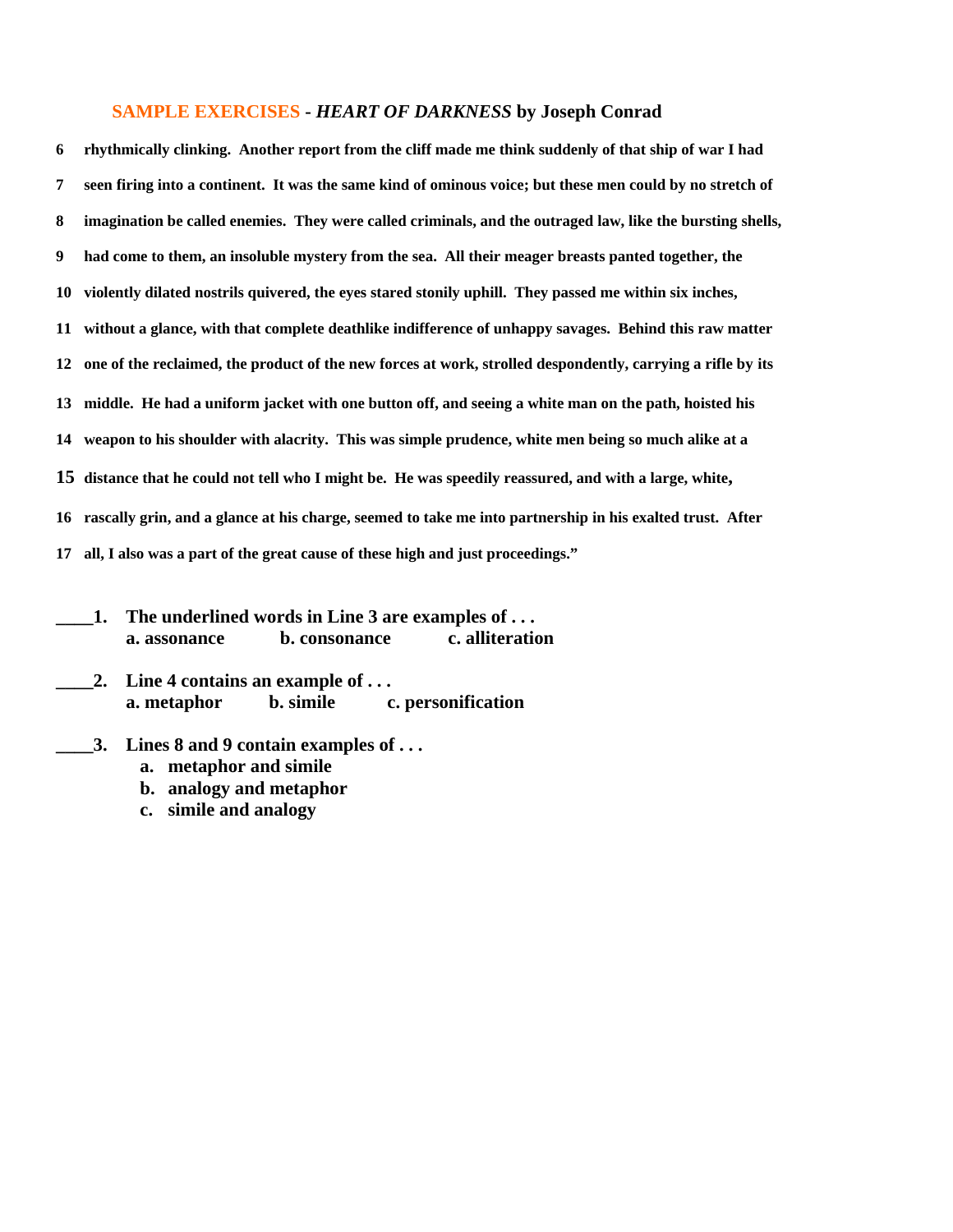## SAMPLE EXERCISES - *HEART OF DARKNESS* by Joseph Conrad

**6** **rhythmically clinking. Another report from the cliff made me think suddenly of that ship of war I had**

**7** **seen firing into a continent. It was the same kind of ominous voice; but these men could by no stretch of**

**8** **imagination be called enemies. They were called criminals, and the outraged law, like the bursting shells,**

**9** **had come to them, an insoluble mystery from the sea. All their meager breasts panted together, the**

**10** **violently dilated nostrils quivered, the eyes stared stonily uphill. They passed me within six inches,**

**11** **without a glance, with that complete deathlike indifference of unhappy savages. Behind this raw matter**

**12** **one of the reclaimed, the product of the new forces at work, strolled despondently, carrying a rifle by its**

**13** **middle. He had a uniform jacket with one button off, and seeing a white man on the path, hoisted his**

**14** **weapon to his shoulder with alacrity. This was simple prudence, white men being so much alike at a**

**15** **distance that he could not tell who I might be. He was speedily reassured, and with a large, white,**

**16** **rascally grin, and a glance at his charge, seemed to take me into partnership in his exalted trust. After**

**17** **all, I also was a part of the great cause of these high and just proceedings."**

**____1. The underlined words in Line 3 are examples of . . .**
**a. assonance b. consonance c. alliteration**

**____2. Line 4 contains an example of . . .**
**a. metaphor b. simile c. personification**

**____3. Lines 8 and 9 contain examples of . . .**

**a. metaphor and simile**
**b. analogy and metaphor**
**c. simile and analogy**